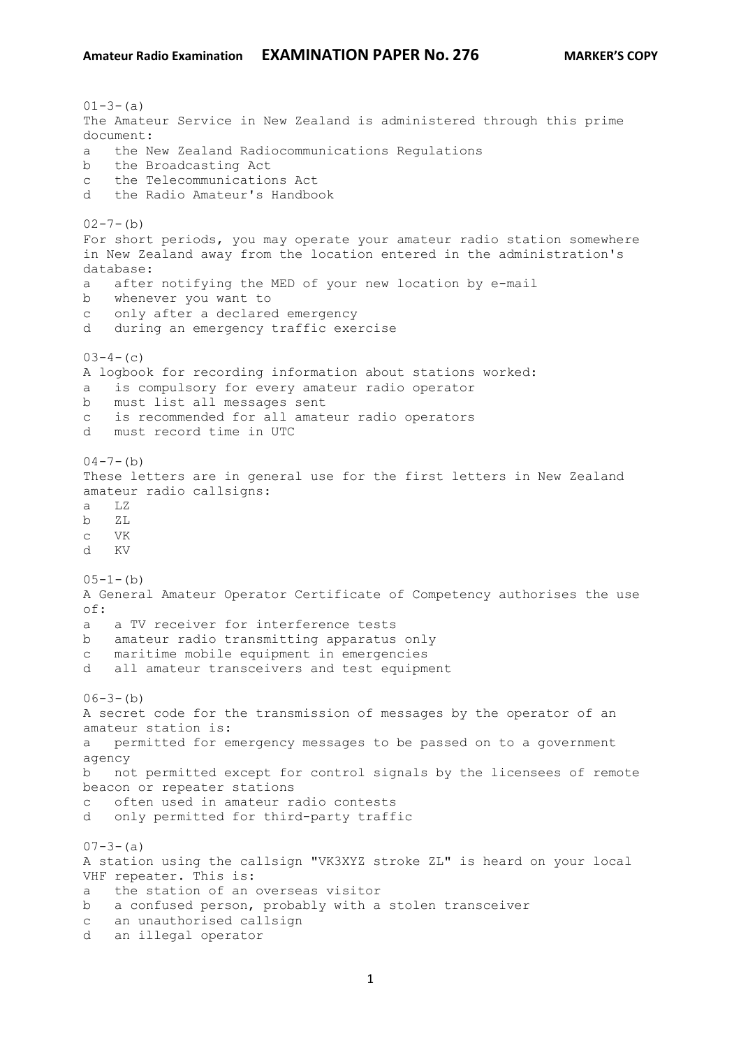**Amateur Radio Examination** **EXAMINATION PAPER No. 276** **MARKER'S COPY**

01-3-(a)
The Amateur Service in New Zealand is administered through this prime document:
a the New Zealand Radiocommunications Regulations
b the Broadcasting Act
c the Telecommunications Act
d the Radio Amateur's Handbook

02-7-(b)
For short periods, you may operate your amateur radio station somewhere in New Zealand away from the location entered in the administration's database:
a after notifying the MED of your new location by e-mail
b whenever you want to
c only after a declared emergency
d during an emergency traffic exercise

03-4-(c)
A logbook for recording information about stations worked:
a is compulsory for every amateur radio operator
b must list all messages sent
c is recommended for all amateur radio operators
d must record time in UTC

04-7-(b)
These letters are in general use for the first letters in New Zealand amateur radio callsigns:
a LZ
b ZL
c VK
d KV

05-1-(b)
A General Amateur Operator Certificate of Competency authorises the use of:
a a TV receiver for interference tests
b amateur radio transmitting apparatus only
c maritime mobile equipment in emergencies
d all amateur transceivers and test equipment

06-3-(b)
A secret code for the transmission of messages by the operator of an amateur station is:
a permitted for emergency messages to be passed on to a government agency
b not permitted except for control signals by the licensees of remote beacon or repeater stations
c often used in amateur radio contests
d only permitted for third-party traffic

07-3-(a)
A station using the callsign "VK3XYZ stroke ZL" is heard on your local VHF repeater. This is:
a the station of an overseas visitor
b a confused person, probably with a stolen transceiver
c an unauthorised callsign
d an illegal operator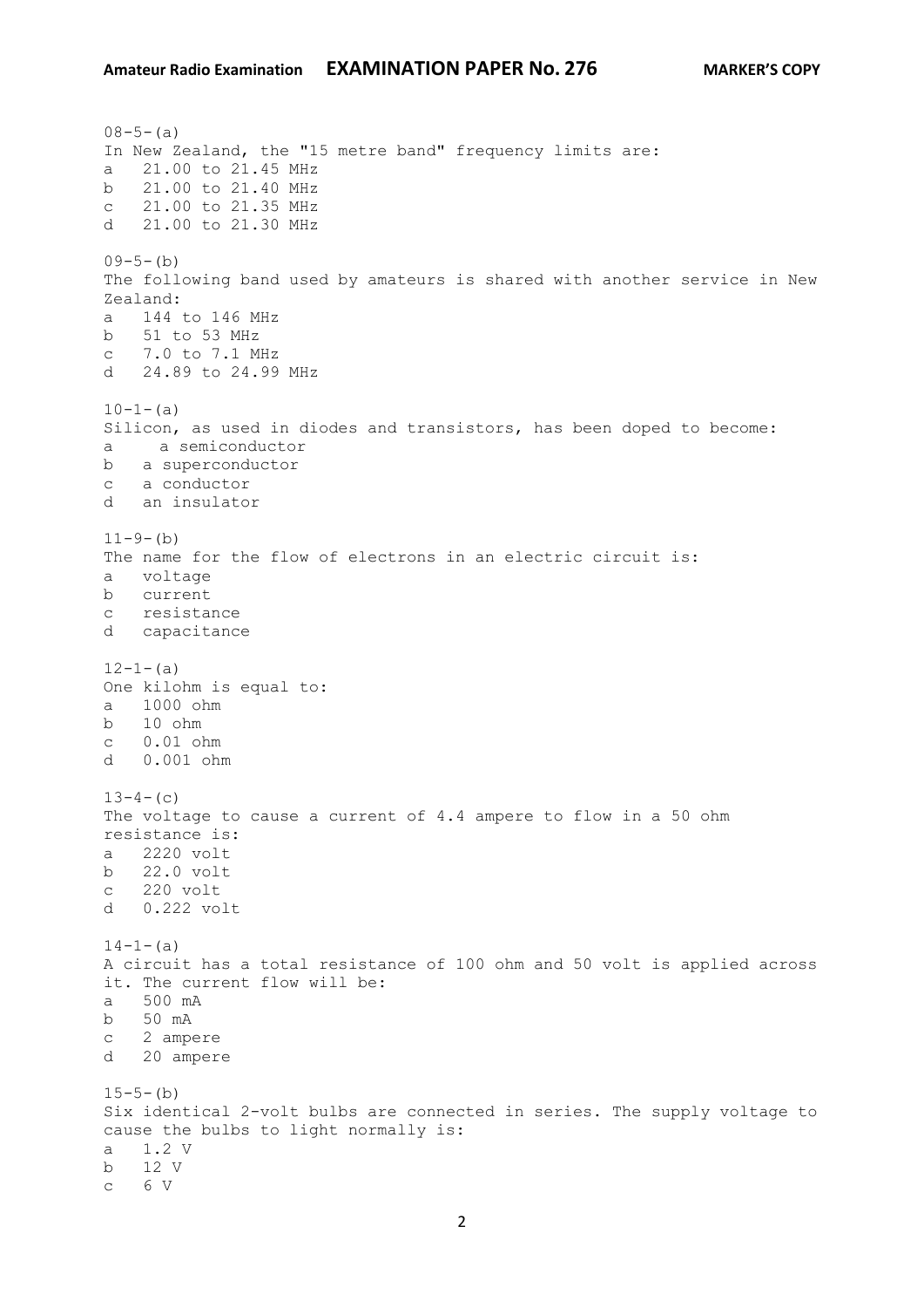08-5-(a)
In New Zealand, the "15 metre band" frequency limits are:
a 21.00 to 21.45 MHz
b 21.00 to 21.40 MHz
c 21.00 to 21.35 MHz
d 21.00 to 21.30 MHz

09-5-(b)
The following band used by amateurs is shared with another service in New Zealand:
a 144 to 146 MHz
b 51 to 53 MHz
c 7.0 to 7.1 MHz
d 24.89 to 24.99 MHz

10-1-(a)
Silicon, as used in diodes and transistors, has been doped to become:
a a semiconductor
b a superconductor
c a conductor
d an insulator

11-9-(b)
The name for the flow of electrons in an electric circuit is:
a voltage
b current
c resistance
d capacitance

12-1-(a)
One kilohm is equal to:
a 1000 ohm
b 10 ohm
c 0.01 ohm
d 0.001 ohm

13-4-(c)
The voltage to cause a current of 4.4 ampere to flow in a 50 ohm resistance is:
a 2220 volt
b 22.0 volt
c 220 volt
d 0.222 volt

14-1-(a)
A circuit has a total resistance of 100 ohm and 50 volt is applied across it. The current flow will be:
a 500 mA
b 50 mA
c 2 ampere
d 20 ampere

15-5-(b)
Six identical 2-volt bulbs are connected in series. The supply voltage to cause the bulbs to light normally is:
a 1.2 V
b 12 V
c 6 V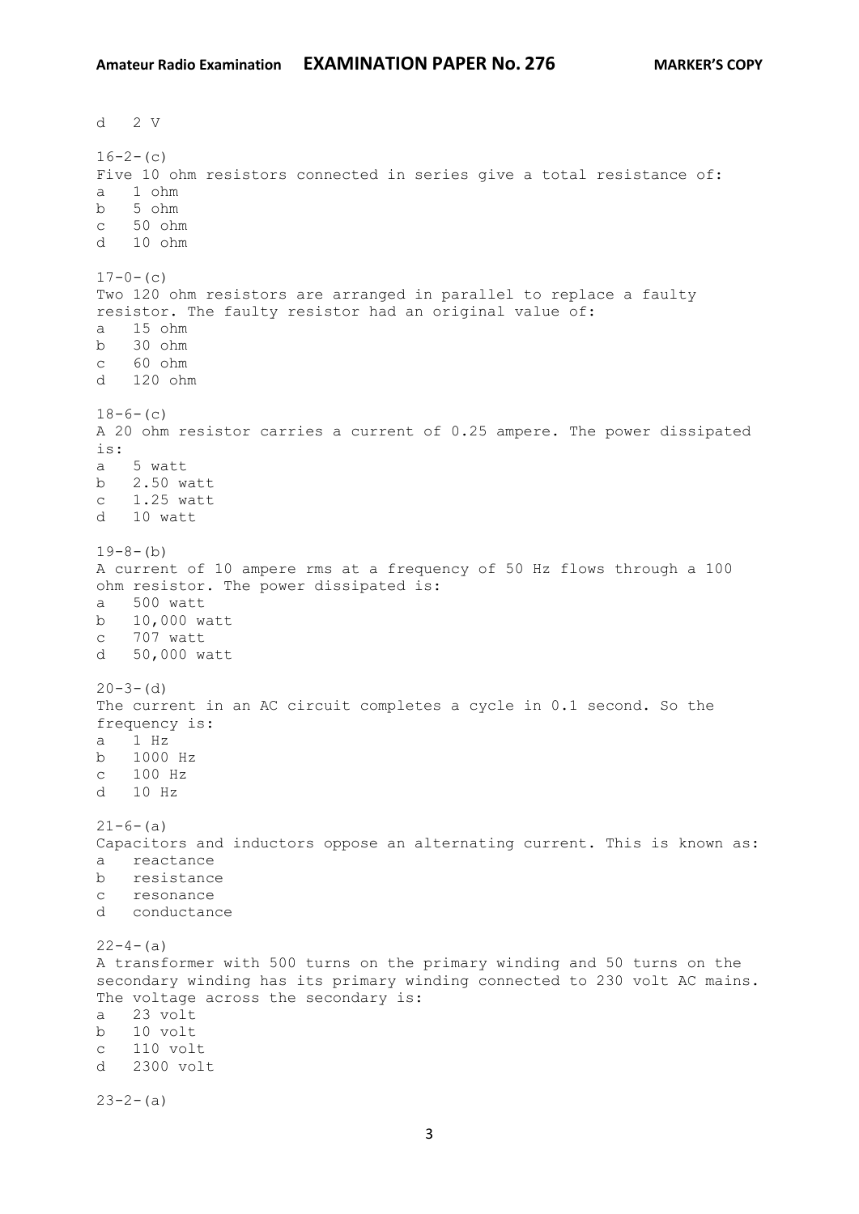d   2 V

16-2-(c)
Five 10 ohm resistors connected in series give a total resistance of:
a   1 ohm
b   5 ohm
c   50 ohm
d   10 ohm

17-0-(c)
Two 120 ohm resistors are arranged in parallel to replace a faulty resistor. The faulty resistor had an original value of:
a   15 ohm
b   30 ohm
c   60 ohm
d   120 ohm

18-6-(c)
A 20 ohm resistor carries a current of 0.25 ampere. The power dissipated is:
a   5 watt
b   2.50 watt
c   1.25 watt
d   10 watt

19-8-(b)
A current of 10 ampere rms at a frequency of 50 Hz flows through a 100 ohm resistor. The power dissipated is:
a   500 watt
b   10,000 watt
c   707 watt
d   50,000 watt

20-3-(d)
The current in an AC circuit completes a cycle in 0.1 second. So the frequency is:
a   1 Hz
b   1000 Hz
c   100 Hz
d   10 Hz

21-6-(a)
Capacitors and inductors oppose an alternating current. This is known as:
a   reactance
b   resistance
c   resonance
d   conductance

22-4-(a)
A transformer with 500 turns on the primary winding and 50 turns on the secondary winding has its primary winding connected to 230 volt AC mains. The voltage across the secondary is:
a   23 volt
b   10 volt
c   110 volt
d   2300 volt

23-2-(a)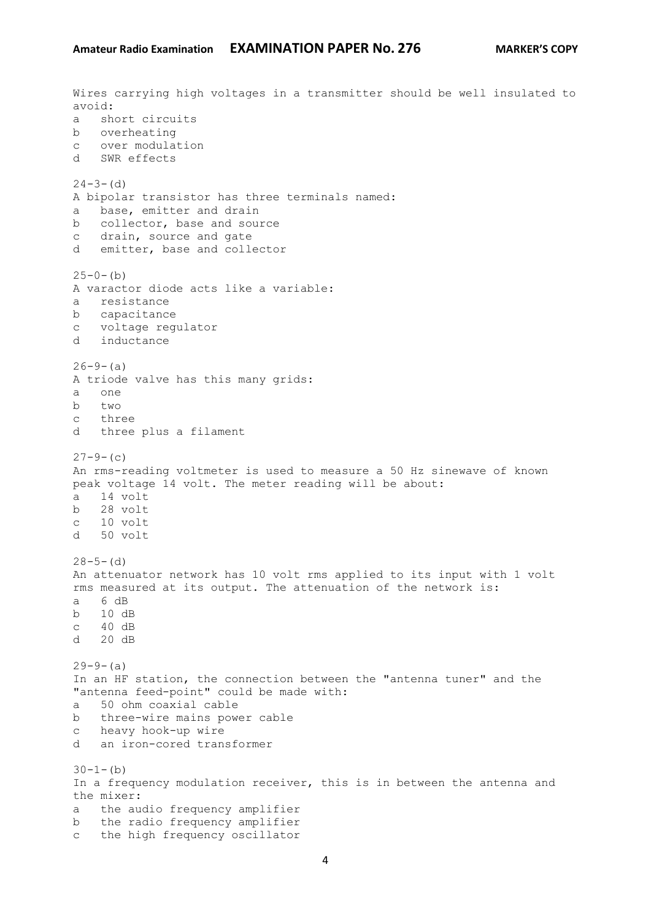Wires carrying high voltages in a transmitter should be well insulated to avoid:

a   short circuits
b   overheating
c   over modulation
d   SWR effects

24-3-(d)
A bipolar transistor has three terminals named:

a   base, emitter and drain
b   collector, base and source
c   drain, source and gate
d   emitter, base and collector

25-0-(b)
A varactor diode acts like a variable:

a   resistance
b   capacitance
c   voltage regulator
d   inductance

26-9-(a)
A triode valve has this many grids:

a   one
b   two
c   three
d   three plus a filament

27-9-(c)
An rms-reading voltmeter is used to measure a 50 Hz sinewave of known peak voltage 14 volt. The meter reading will be about:

a   14 volt
b   28 volt
c   10 volt
d   50 volt

28-5-(d)
An attenuator network has 10 volt rms applied to its input with 1 volt rms measured at its output. The attenuation of the network is:

a   6 dB
b   10 dB
c   40 dB
d   20 dB

29-9-(a)
In an HF station, the connection between the "antenna tuner" and the "antenna feed-point" could be made with:

a   50 ohm coaxial cable
b   three-wire mains power cable
c   heavy hook-up wire
d   an iron-cored transformer

30-1-(b)
In a frequency modulation receiver, this is in between the antenna and the mixer:

a   the audio frequency amplifier
b   the radio frequency amplifier
c   the high frequency oscillator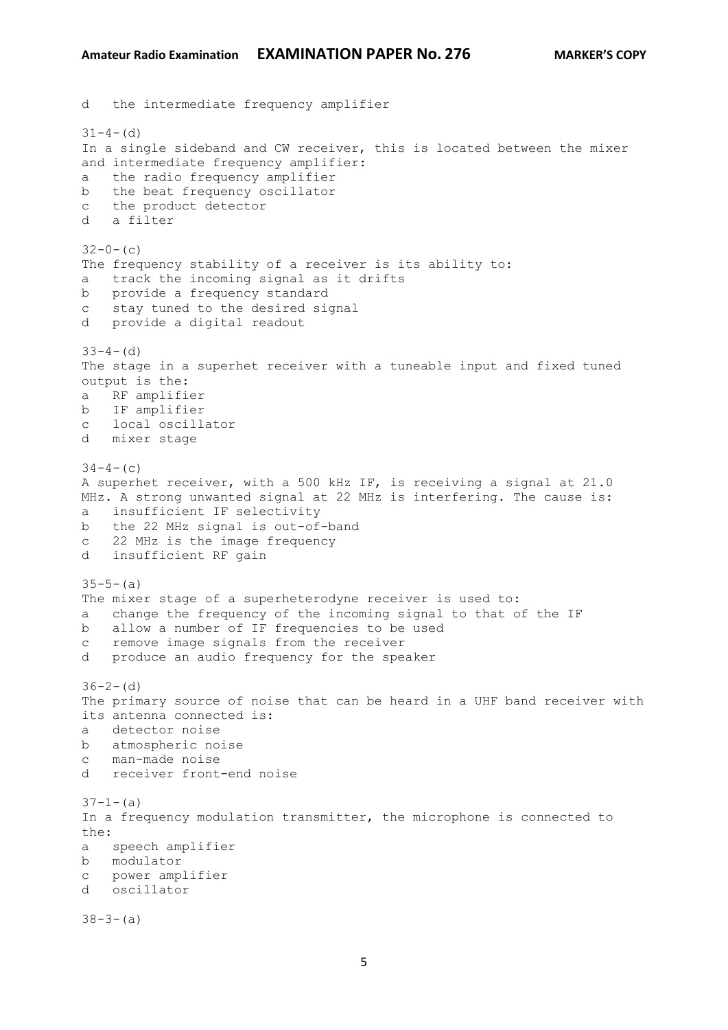d the intermediate frequency amplifier

31-4-(d)
In a single sideband and CW receiver, this is located between the mixer and intermediate frequency amplifier:
a the radio frequency amplifier
b the beat frequency oscillator
c the product detector
d a filter

32-0-(c)
The frequency stability of a receiver is its ability to:
a track the incoming signal as it drifts
b provide a frequency standard
c stay tuned to the desired signal
d provide a digital readout

33-4-(d)
The stage in a superhet receiver with a tuneable input and fixed tuned output is the:
a RF amplifier
b IF amplifier
c local oscillator
d mixer stage

34-4-(c)
A superhet receiver, with a 500 kHz IF, is receiving a signal at 21.0 MHz. A strong unwanted signal at 22 MHz is interfering. The cause is:
a insufficient IF selectivity
b the 22 MHz signal is out-of-band
c 22 MHz is the image frequency
d insufficient RF gain

35-5-(a)
The mixer stage of a superheterodyne receiver is used to:
a change the frequency of the incoming signal to that of the IF
b allow a number of IF frequencies to be used
c remove image signals from the receiver
d produce an audio frequency for the speaker

36-2-(d)
The primary source of noise that can be heard in a UHF band receiver with its antenna connected is:
a detector noise
b atmospheric noise
c man-made noise
d receiver front-end noise

37-1-(a)
In a frequency modulation transmitter, the microphone is connected to the:
a speech amplifier
b modulator
c power amplifier
d oscillator

38-3-(a)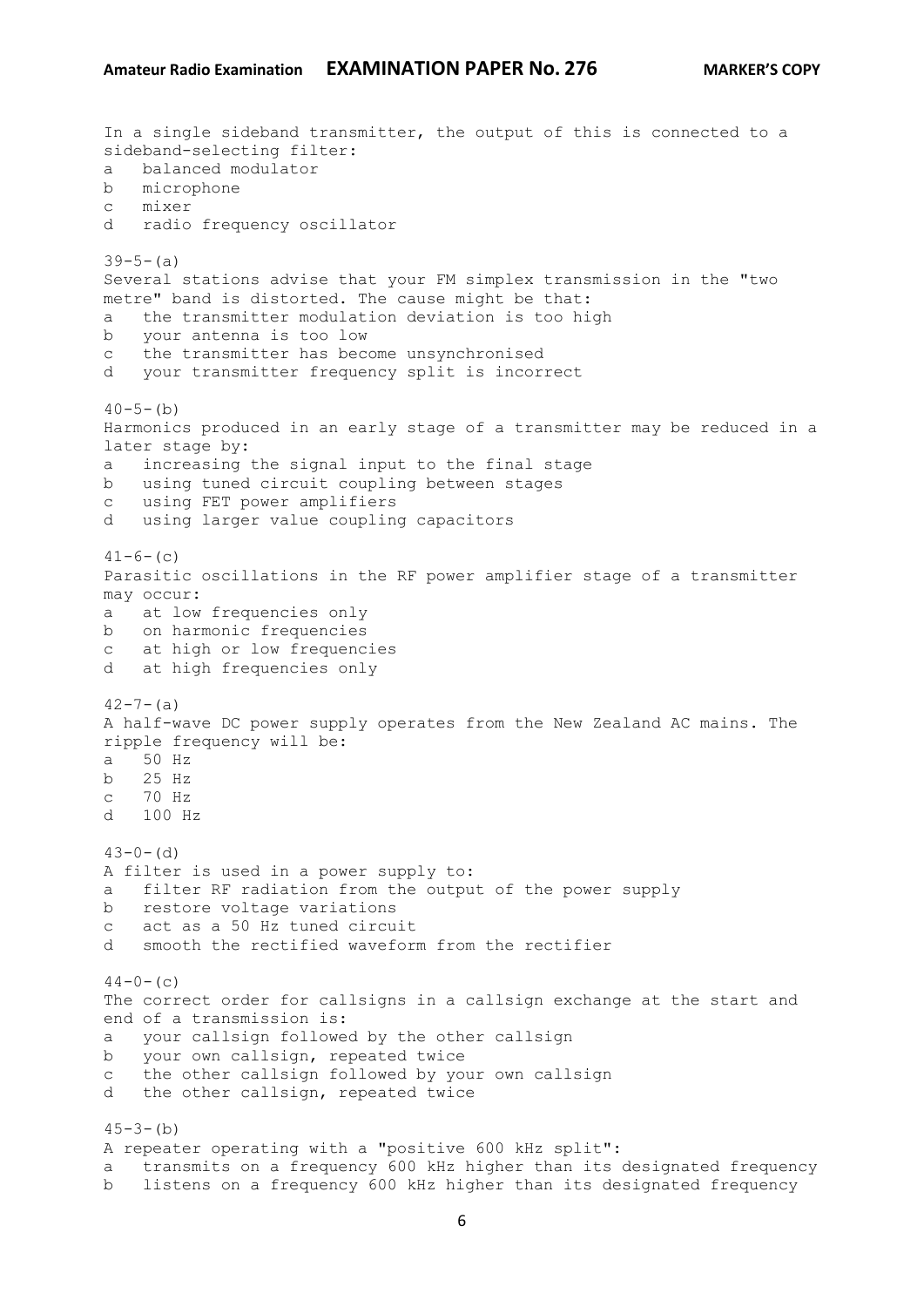In a single sideband transmitter, the output of this is connected to a sideband-selecting filter:

a balanced modulator
b microphone
c mixer
d radio frequency oscillator

39-5-(a)

Several stations advise that your FM simplex transmission in the "two metre" band is distorted. The cause might be that:

a the transmitter modulation deviation is too high
b your antenna is too low
c the transmitter has become unsynchronised
d your transmitter frequency split is incorrect

40-5-(b)

Harmonics produced in an early stage of a transmitter may be reduced in a later stage by:

a increasing the signal input to the final stage
b using tuned circuit coupling between stages
c using FET power amplifiers
d using larger value coupling capacitors

41-6-(c)

Parasitic oscillations in the RF power amplifier stage of a transmitter may occur:

a at low frequencies only
b on harmonic frequencies
c at high or low frequencies
d at high frequencies only

42-7-(a)

A half-wave DC power supply operates from the New Zealand AC mains. The ripple frequency will be:

a 50 Hz
b 25 Hz
c 70 Hz
d 100 Hz

43-0-(d)

A filter is used in a power supply to:

a filter RF radiation from the output of the power supply
b restore voltage variations
c act as a 50 Hz tuned circuit
d smooth the rectified waveform from the rectifier

44-0-(c)

The correct order for callsigns in a callsign exchange at the start and end of a transmission is:

a your callsign followed by the other callsign
b your own callsign, repeated twice
c the other callsign followed by your own callsign
d the other callsign, repeated twice

45-3-(b)

A repeater operating with a "positive 600 kHz split":

a transmits on a frequency 600 kHz higher than its designated frequency
b listens on a frequency 600 kHz higher than its designated frequency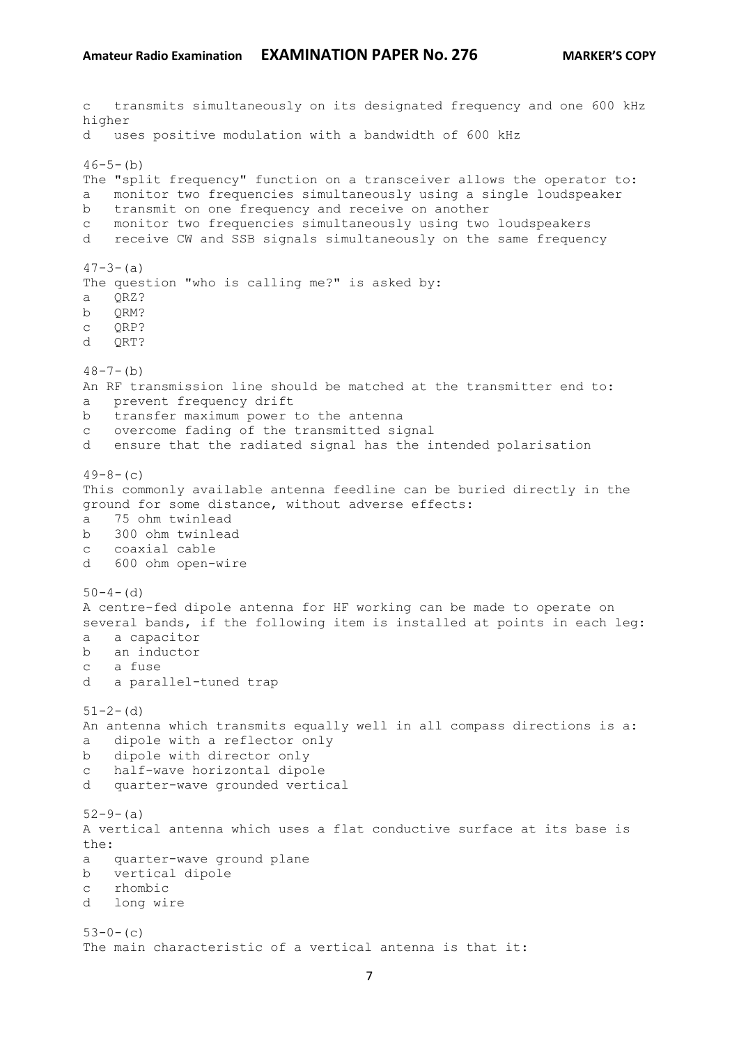c   transmits simultaneously on its designated frequency and one 600 kHz higher
d   uses positive modulation with a bandwidth of 600 kHz

46-5-(b)
The "split frequency" function on a transceiver allows the operator to:
a   monitor two frequencies simultaneously using a single loudspeaker
b   transmit on one frequency and receive on another
c   monitor two frequencies simultaneously using two loudspeakers
d   receive CW and SSB signals simultaneously on the same frequency

47-3-(a)
The question "who is calling me?" is asked by:
a   QRZ?
b   QRM?
c   QRP?
d   QRT?

48-7-(b)
An RF transmission line should be matched at the transmitter end to:
a   prevent frequency drift
b   transfer maximum power to the antenna
c   overcome fading of the transmitted signal
d   ensure that the radiated signal has the intended polarisation

49-8-(c)
This commonly available antenna feedline can be buried directly in the ground for some distance, without adverse effects:
a   75 ohm twinlead
b   300 ohm twinlead
c   coaxial cable
d   600 ohm open-wire

50-4-(d)
A centre-fed dipole antenna for HF working can be made to operate on several bands, if the following item is installed at points in each leg:
a   a capacitor
b   an inductor
c   a fuse
d   a parallel-tuned trap

51-2-(d)
An antenna which transmits equally well in all compass directions is a:
a   dipole with a reflector only
b   dipole with director only
c   half-wave horizontal dipole
d   quarter-wave grounded vertical

52-9-(a)
A vertical antenna which uses a flat conductive surface at its base is the:
a   quarter-wave ground plane
b   vertical dipole
c   rhombic
d   long wire

53-0-(c)
The main characteristic of a vertical antenna is that it: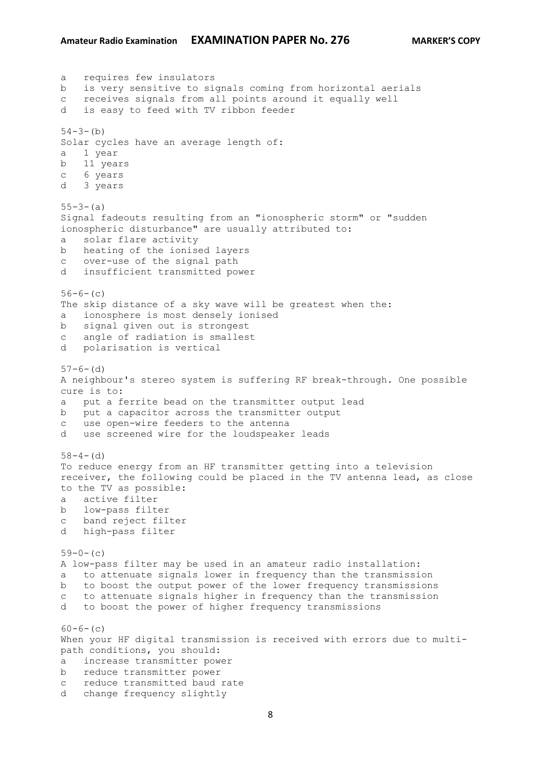a requires few insulators
b is very sensitive to signals coming from horizontal aerials
c receives signals from all points around it equally well
d is easy to feed with TV ribbon feeder

54-3-(b)
Solar cycles have an average length of:
a 1 year
b 11 years
c 6 years
d 3 years

55-3-(a)
Signal fadeouts resulting from an "ionospheric storm" or "sudden ionospheric disturbance" are usually attributed to:
a solar flare activity
b heating of the ionised layers
c over-use of the signal path
d insufficient transmitted power

56-6-(c)
The skip distance of a sky wave will be greatest when the:
a ionosphere is most densely ionised
b signal given out is strongest
c angle of radiation is smallest
d polarisation is vertical

57-6-(d)
A neighbour's stereo system is suffering RF break-through. One possible cure is to:
a put a ferrite bead on the transmitter output lead
b put a capacitor across the transmitter output
c use open-wire feeders to the antenna
d use screened wire for the loudspeaker leads

58-4-(d)
To reduce energy from an HF transmitter getting into a television receiver, the following could be placed in the TV antenna lead, as close to the TV as possible:
a active filter
b low-pass filter
c band reject filter
d high-pass filter

59-0-(c)
A low-pass filter may be used in an amateur radio installation:
a to attenuate signals lower in frequency than the transmission
b to boost the output power of the lower frequency transmissions
c to attenuate signals higher in frequency than the transmission
d to boost the power of higher frequency transmissions

60-6-(c)
When your HF digital transmission is received with errors due to multi-path conditions, you should:
a increase transmitter power
b reduce transmitter power
c reduce transmitted baud rate
d change frequency slightly